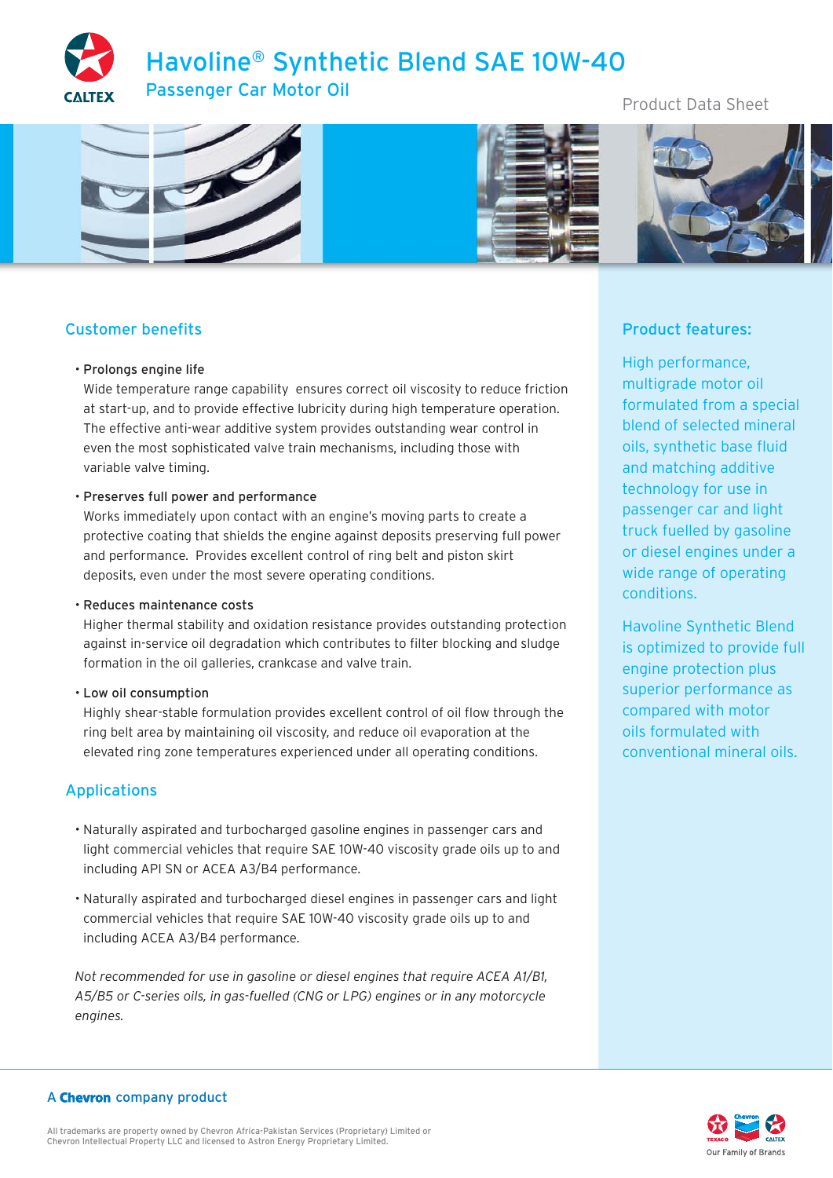# Havoline® Synthetic Blend SAE 10W-40

## Passenger Car Motor Oil

Product Data Sheet

## Customer benefits

- **Prolongs engine life**
  Wide temperature range capability ensures correct oil viscosity to reduce friction at start-up, and to provide effective lubricity during high temperature operation. The effective anti-wear additive system provides outstanding wear control in even the most sophisticated valve train mechanisms, including those with variable valve timing.

- **Preserves full power and performance**
  Works immediately upon contact with an engine's moving parts to create a protective coating that shields the engine against deposits preserving full power and performance. Provides excellent control of ring belt and piston skirt deposits, even under the most severe operating conditions.

- **Reduces maintenance costs**
  Higher thermal stability and oxidation resistance provides outstanding protection against in-service oil degradation which contributes to filter blocking and sludge formation in the oil galleries, crankcase and valve train.

- **Low oil consumption**
  Highly shear-stable formulation provides excellent control of oil flow through the ring belt area by maintaining oil viscosity, and reduce oil evaporation at the elevated ring zone temperatures experienced under all operating conditions.

## Applications

- Naturally aspirated and turbocharged gasoline engines in passenger cars and light commercial vehicles that require SAE 10W-40 viscosity grade oils up to and including API SN or ACEA A3/B4 performance.

- Naturally aspirated and turbocharged diesel engines in passenger cars and light commercial vehicles that require SAE 10W-40 viscosity grade oils up to and including ACEA A3/B4 performance.

*Not recommended for use in gasoline or diesel engines that require ACEA A1/B1, A5/B5 or C-series oils, in gas-fuelled (CNG or LPG) engines or in any motorcycle engines.*

## Product features:

High performance, multigrade motor oil formulated from a special blend of selected mineral oils, synthetic base fluid and matching additive technology for use in passenger car and light truck fuelled by gasoline or diesel engines under a wide range of operating conditions.

Havoline Synthetic Blend is optimized to provide full engine protection plus superior performance as compared with motor oils formulated with conventional mineral oils.

A **Chevron** company product

All trademarks are property owned by Chevron Africa-Pakistan Services (Proprietary) Limited or Chevron Intellectual Property LLC and licensed to Astron Energy Proprietary Limited.

Our Family of Brands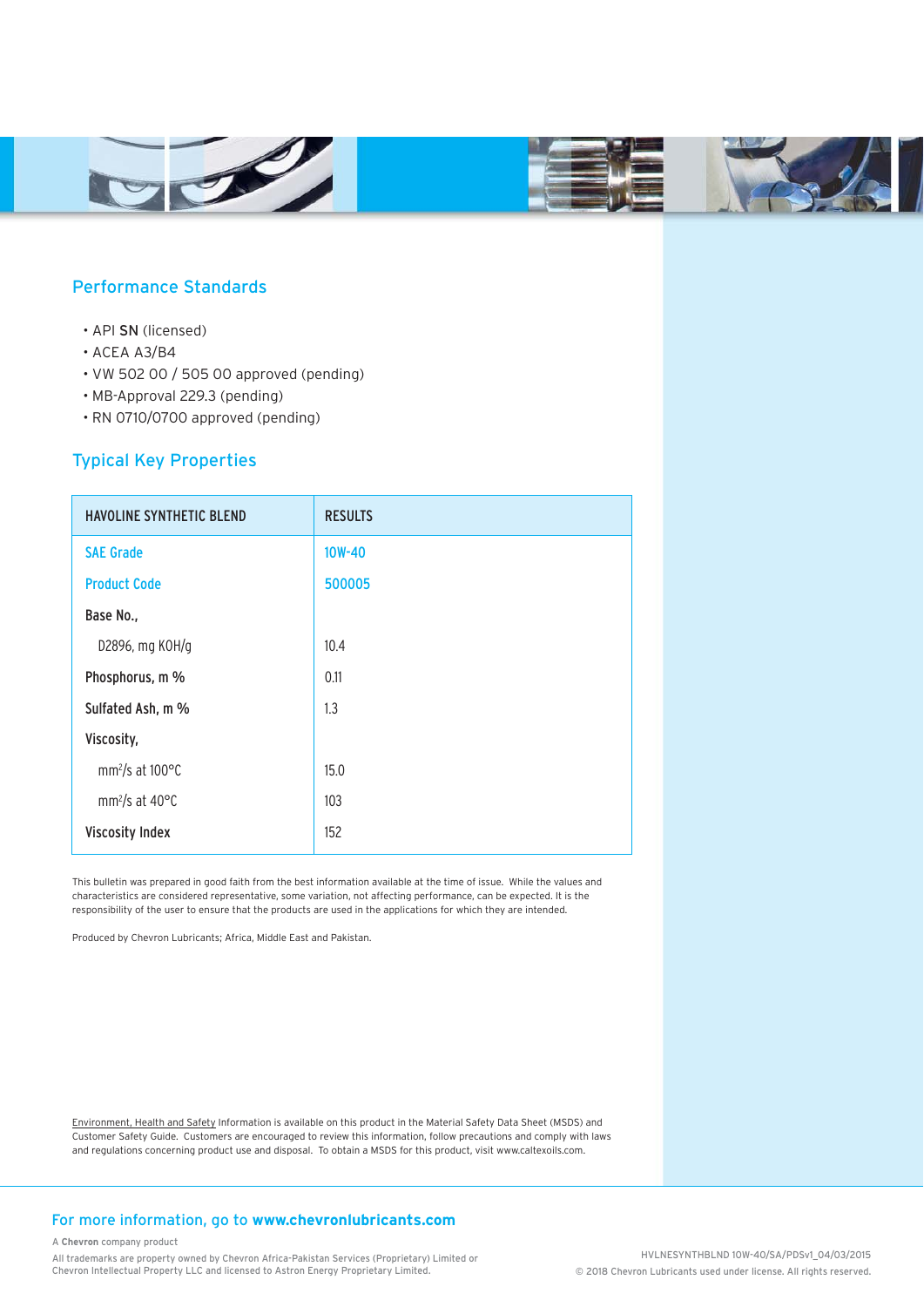## Performance Standards

- API **SN** (licensed)
- ACEA A3/B4
- VW 502 00 / 505 00 approved (pending)
- MB-Approval 229.3 (pending)
- RN 0710/0700 approved (pending)

## Typical Key Properties

| HAVOLINE SYNTHETIC BLEND | RESULTS |
|---|---|
| SAE Grade | 10W-40 |
| Product Code | 500005 |
| Base No., | |
| D2896, mg KOH/g | 10.4 |
| Phosphorus, m % | 0.11 |
| Sulfated Ash, m % | 1.3 |
| Viscosity, | |
| $mm^2/s$ at 100°C | 15.0 |
| $mm^2/s$ at 40°C | 103 |
| Viscosity Index | 152 |

This bulletin was prepared in good faith from the best information available at the time of issue. While the values and characteristics are considered representative, some variation, not affecting performance, can be expected. It is the responsibility of the user to ensure that the products are used in the applications for which they are intended.

Produced by Chevron Lubricants; Africa, Middle East and Pakistan.

Environment, Health and Safety Information is available on this product in the Material Safety Data Sheet (MSDS) and Customer Safety Guide. Customers are encouraged to review this information, follow precautions and comply with laws and regulations concerning product use and disposal. To obtain a MSDS for this product, visit www.caltexoils.com.

For more information, go to **www.chevronlubricants.com**

A **Chevron** company product

All trademarks are property owned by Chevron Africa-Pakistan Services (Proprietary) Limited or Chevron Intellectual Property LLC and licensed to Astron Energy Proprietary Limited.

HVLNESYNTHBLND 10W-40/SA/PDSv1_04/03/2015

© 2018 Chevron Lubricants used under license. All rights reserved.